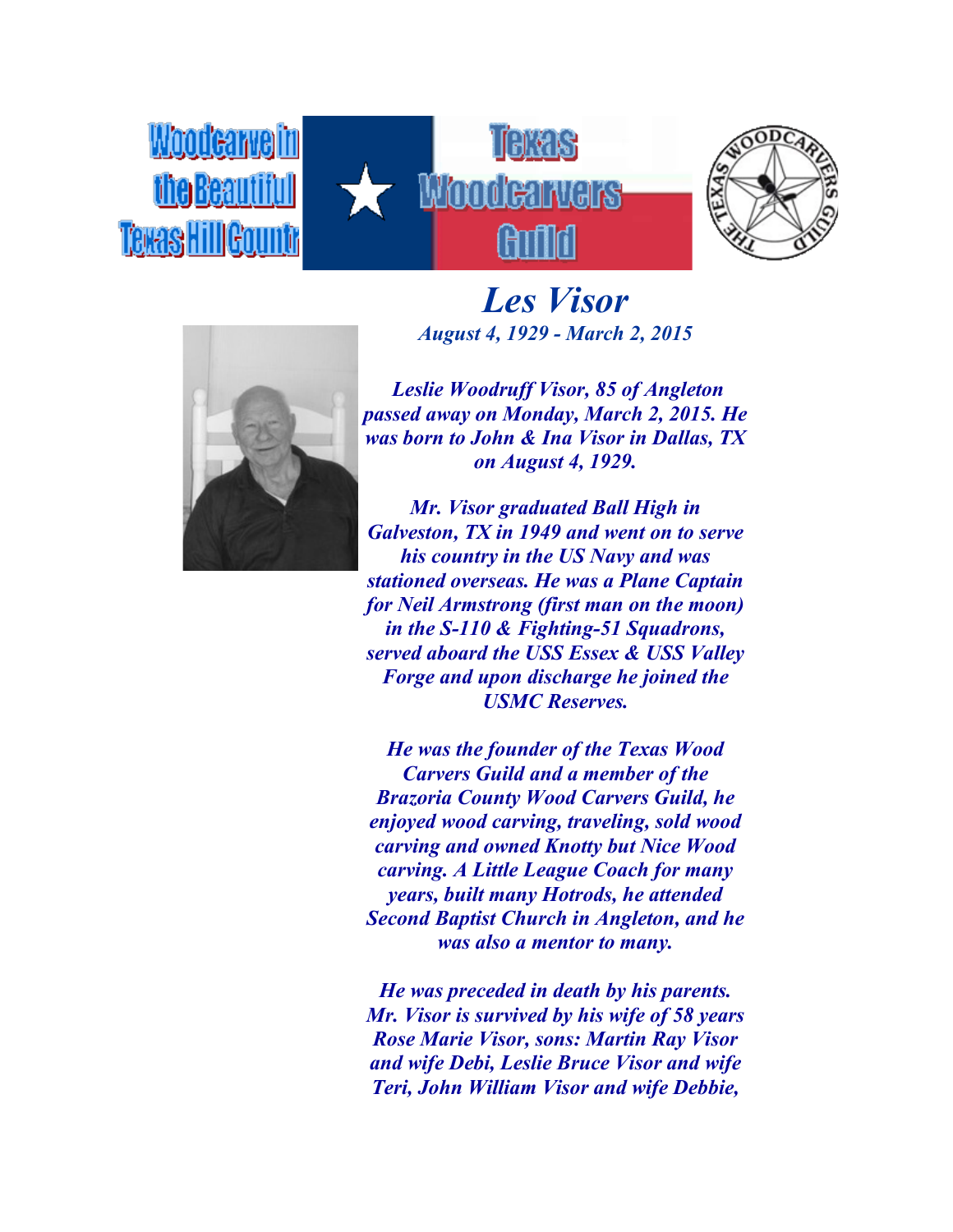# Les Visor

*August 4, 1929 - March 2, 2015*

***Leslie Woodruff Visor, 85 of Angleton passed away on Monday, March 2, 2015. He was born to John & Ina Visor in Dallas, TX on August 4, 1929.***

***Mr. Visor graduated Ball High in Galveston, TX in 1949 and went on to serve his country in the US Navy and was stationed overseas. He was a Plane Captain for Neil Armstrong (first man on the moon) in the S-110 & Fighting-51 Squadrons, served aboard the USS Essex & USS Valley Forge and upon discharge he joined the USMC Reserves.***

***He was the founder of the Texas Wood Carvers Guild and a member of the Brazoria County Wood Carvers Guild, he enjoyed wood carving, traveling, sold wood carving and owned Knotty but Nice Wood carving. A Little League Coach for many years, built many Hotrods, he attended Second Baptist Church in Angleton, and he was also a mentor to many.***

***He was preceded in death by his parents. Mr. Visor is survived by his wife of 58 years Rose Marie Visor, sons: Martin Ray Visor and wife Debi, Leslie Bruce Visor and wife Teri, John William Visor and wife Debbie,***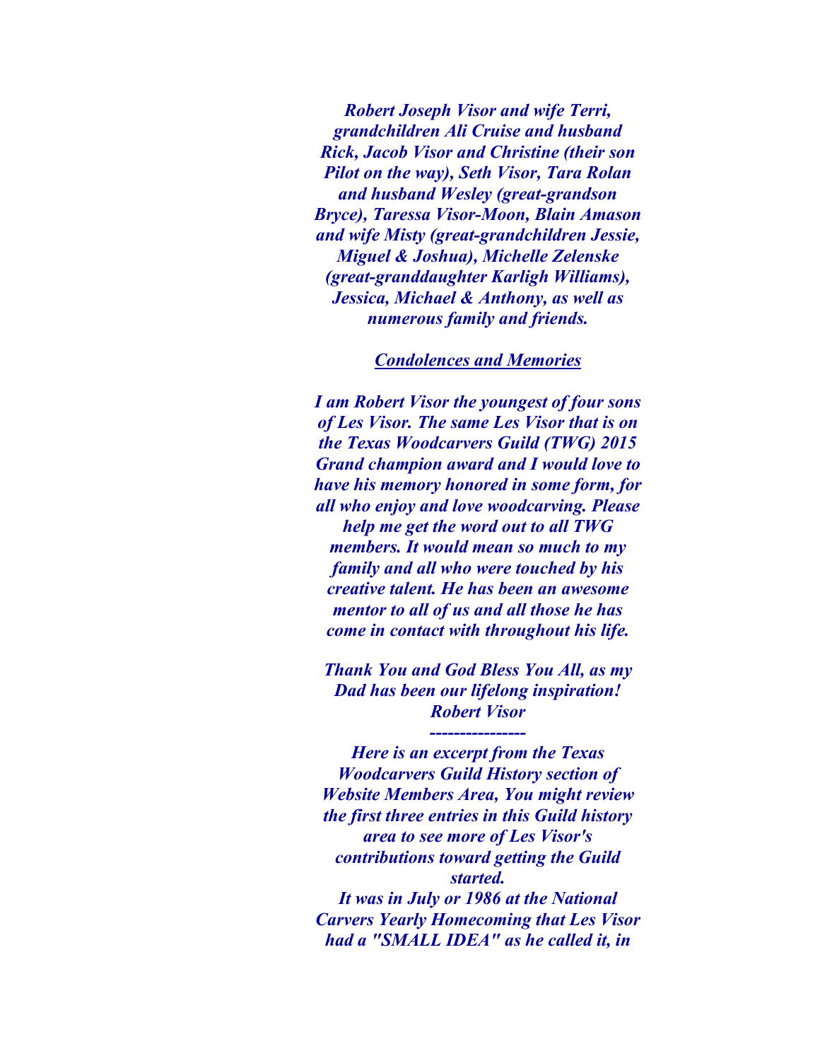*Robert Joseph Visor and wife Terri, grandchildren Ali Cruise and husband Rick, Jacob Visor and Christine (their son Pilot on the way), Seth Visor, Tara Rolan and husband Wesley (great-grandson Bryce), Taressa Visor-Moon, Blain Amason and wife Misty (great-grandchildren Jessie, Miguel & Joshua), Michelle Zelenske (great-granddaughter Karligh Williams), Jessica, Michael & Anthony, as well as numerous family and friends.*

***<u>Condolences and Memories</u>***

***I am Robert Visor the youngest of four sons of Les Visor. The same Les Visor that is on the Texas Woodcarvers Guild (TWG) 2015 Grand champion award and I would love to have his memory honored in some form, for all who enjoy and love woodcarving. Please help me get the word out to all TWG members. It would mean so much to my family and all who were touched by his creative talent. He has been an awesome mentor to all of us and all those he has come in contact with throughout his life.***

***Thank You and God Bless You All, as my Dad has been our lifelong inspiration!***
***Robert Visor***

***----------------***

***Here is an excerpt from the Texas Woodcarvers Guild History section of Website Members Area, You might review the first three entries in this Guild history area to see more of Les Visor's contributions toward getting the Guild started.***

***It was in July or 1986 at the National Carvers Yearly Homecoming that Les Visor had a "SMALL IDEA" as he called it, in***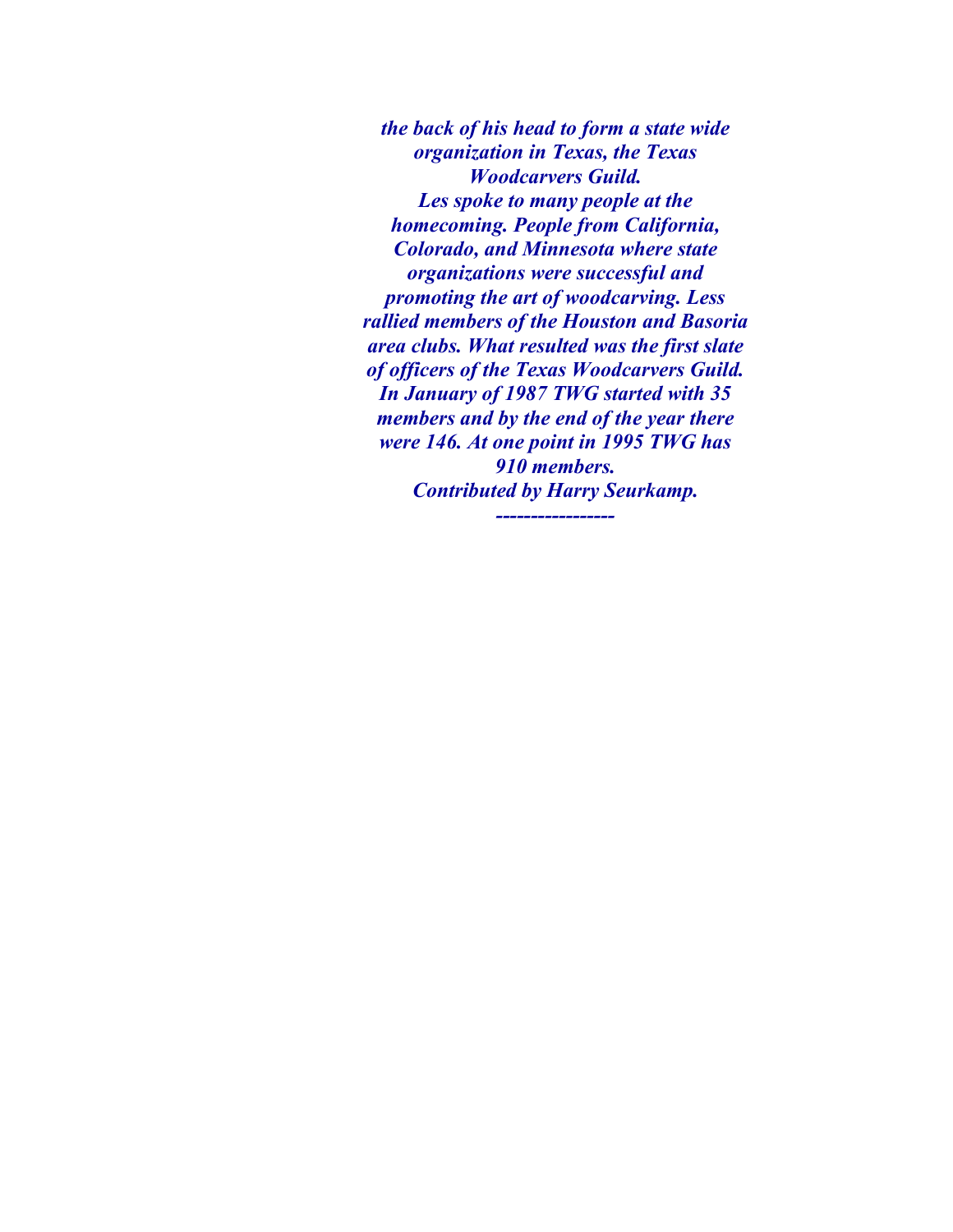*the back of his head to form a state wide organization in Texas, the Texas Woodcarvers Guild.*

***Les spoke to many people at the homecoming. People from California, Colorado, and Minnesota where state organizations were successful and promoting the art of woodcarving. Less rallied members of the Houston and Basoria area clubs. What resulted was the first slate of officers of the Texas Woodcarvers Guild. In January of 1987 TWG started with 35 members and by the end of the year there were 146. At one point in 1995 TWG has 910 members.***

***Contributed by Harry Seurkamp.***

***-----------------***